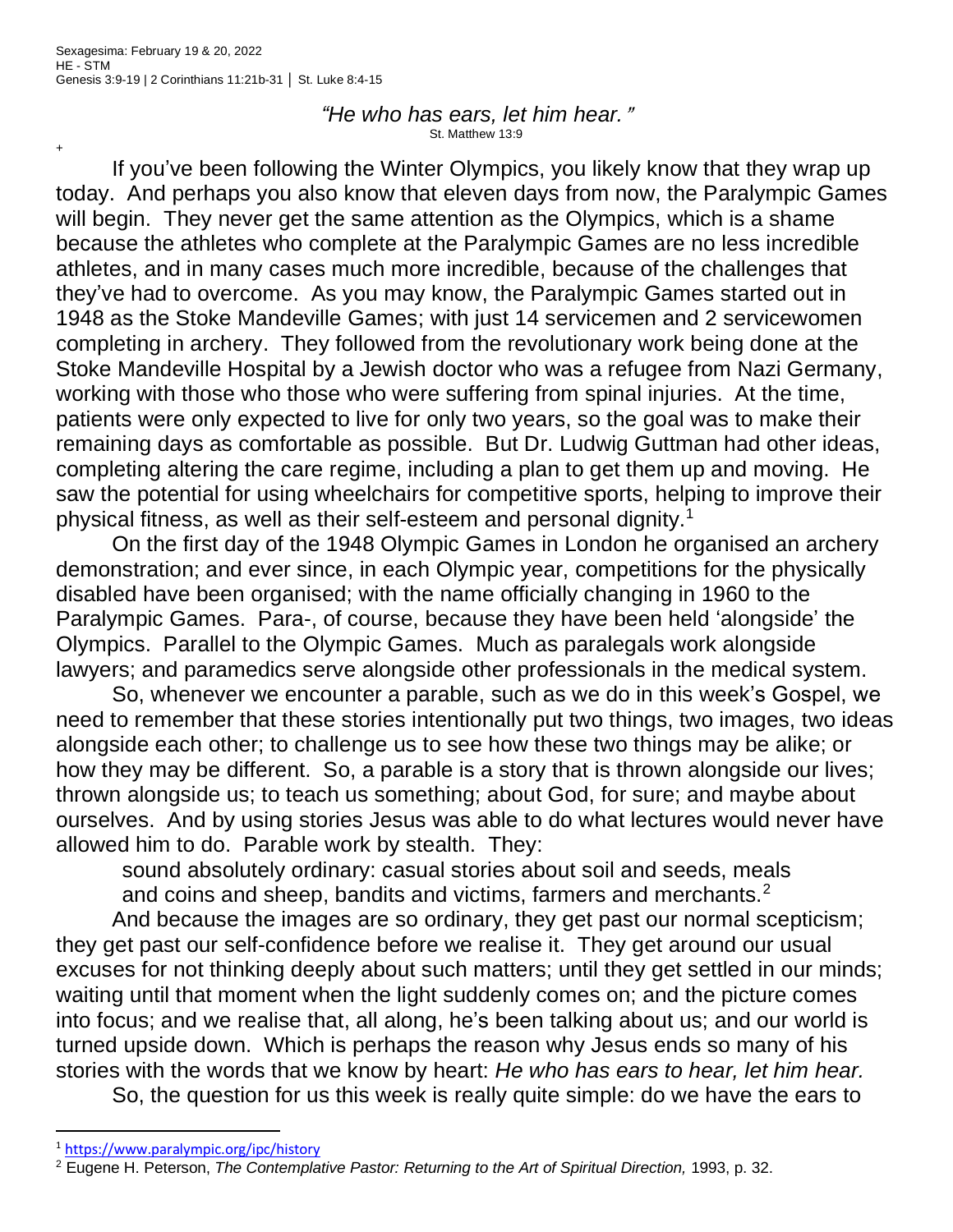Sexagesima: February 19 & 20, 2022
HE - STM
Genesis 3:9-19 | 2 Corinthians 11:21b-31 │ St. Luke 8:4-15

*"He who has ears, let him hear."*
St. Matthew 13:9

+

If you've been following the Winter Olympics, you likely know that they wrap up today. And perhaps you also know that eleven days from now, the Paralympic Games will begin. They never get the same attention as the Olympics, which is a shame because the athletes who complete at the Paralympic Games are no less incredible athletes, and in many cases much more incredible, because of the challenges that they've had to overcome. As you may know, the Paralympic Games started out in 1948 as the Stoke Mandeville Games; with just 14 servicemen and 2 servicewomen completing in archery. They followed from the revolutionary work being done at the Stoke Mandeville Hospital by a Jewish doctor who was a refugee from Nazi Germany, working with those who those who were suffering from spinal injuries. At the time, patients were only expected to live for only two years, so the goal was to make their remaining days as comfortable as possible. But Dr. Ludwig Guttman had other ideas, completing altering the care regime, including a plan to get them up and moving. He saw the potential for using wheelchairs for competitive sports, helping to improve their physical fitness, as well as their self-esteem and personal dignity.[1]

On the first day of the 1948 Olympic Games in London he organised an archery demonstration; and ever since, in each Olympic year, competitions for the physically disabled have been organised; with the name officially changing in 1960 to the Paralympic Games. Para-, of course, because they have been held 'alongside' the Olympics. Parallel to the Olympic Games. Much as paralegals work alongside lawyers; and paramedics serve alongside other professionals in the medical system.

So, whenever we encounter a parable, such as we do in this week's Gospel, we need to remember that these stories intentionally put two things, two images, two ideas alongside each other; to challenge us to see how these two things may be alike; or how they may be different. So, a parable is a story that is thrown alongside our lives; thrown alongside us; to teach us something; about God, for sure; and maybe about ourselves. And by using stories Jesus was able to do what lectures would never have allowed him to do. Parable work by stealth. They:

> sound absolutely ordinary: casual stories about soil and seeds, meals and coins and sheep, bandits and victims, farmers and merchants.[2]

And because the images are so ordinary, they get past our normal scepticism; they get past our self-confidence before we realise it. They get around our usual excuses for not thinking deeply about such matters; until they get settled in our minds; waiting until that moment when the light suddenly comes on; and the picture comes into focus; and we realise that, all along, he's been talking about us; and our world is turned upside down. Which is perhaps the reason why Jesus ends so many of his stories with the words that we know by heart: *He who has ears to hear, let him hear.*

So, the question for us this week is really quite simple: do we have the ears to

---

[1] https://www.paralympic.org/ipc/history

[2] Eugene H. Peterson, *The Contemplative Pastor: Returning to the Art of Spiritual Direction,* 1993, p. 32.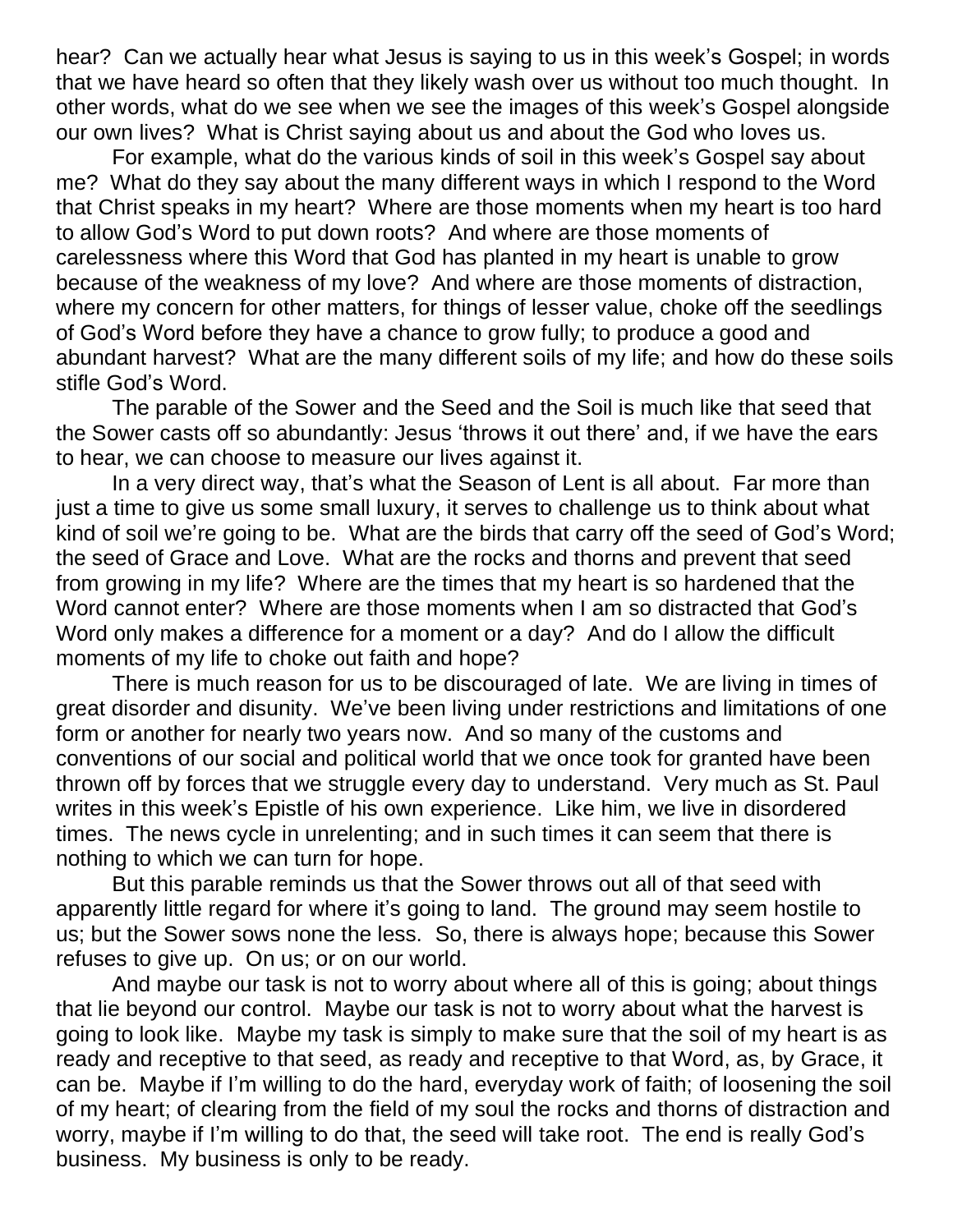hear? Can we actually hear what Jesus is saying to us in this week's Gospel; in words that we have heard so often that they likely wash over us without too much thought. In other words, what do we see when we see the images of this week's Gospel alongside our own lives? What is Christ saying about us and about the God who loves us.

For example, what do the various kinds of soil in this week's Gospel say about me? What do they say about the many different ways in which I respond to the Word that Christ speaks in my heart? Where are those moments when my heart is too hard to allow God's Word to put down roots? And where are those moments of carelessness where this Word that God has planted in my heart is unable to grow because of the weakness of my love? And where are those moments of distraction, where my concern for other matters, for things of lesser value, choke off the seedlings of God's Word before they have a chance to grow fully; to produce a good and abundant harvest? What are the many different soils of my life; and how do these soils stifle God's Word.

The parable of the Sower and the Seed and the Soil is much like that seed that the Sower casts off so abundantly: Jesus 'throws it out there' and, if we have the ears to hear, we can choose to measure our lives against it.

In a very direct way, that's what the Season of Lent is all about. Far more than just a time to give us some small luxury, it serves to challenge us to think about what kind of soil we're going to be. What are the birds that carry off the seed of God's Word; the seed of Grace and Love. What are the rocks and thorns and prevent that seed from growing in my life? Where are the times that my heart is so hardened that the Word cannot enter? Where are those moments when I am so distracted that God's Word only makes a difference for a moment or a day? And do I allow the difficult moments of my life to choke out faith and hope?

There is much reason for us to be discouraged of late. We are living in times of great disorder and disunity. We've been living under restrictions and limitations of one form or another for nearly two years now. And so many of the customs and conventions of our social and political world that we once took for granted have been thrown off by forces that we struggle every day to understand. Very much as St. Paul writes in this week's Epistle of his own experience. Like him, we live in disordered times. The news cycle in unrelenting; and in such times it can seem that there is nothing to which we can turn for hope.

But this parable reminds us that the Sower throws out all of that seed with apparently little regard for where it's going to land. The ground may seem hostile to us; but the Sower sows none the less. So, there is always hope; because this Sower refuses to give up. On us; or on our world.

And maybe our task is not to worry about where all of this is going; about things that lie beyond our control. Maybe our task is not to worry about what the harvest is going to look like. Maybe my task is simply to make sure that the soil of my heart is as ready and receptive to that seed, as ready and receptive to that Word, as, by Grace, it can be. Maybe if I'm willing to do the hard, everyday work of faith; of loosening the soil of my heart; of clearing from the field of my soul the rocks and thorns of distraction and worry, maybe if I'm willing to do that, the seed will take root. The end is really God's business. My business is only to be ready.